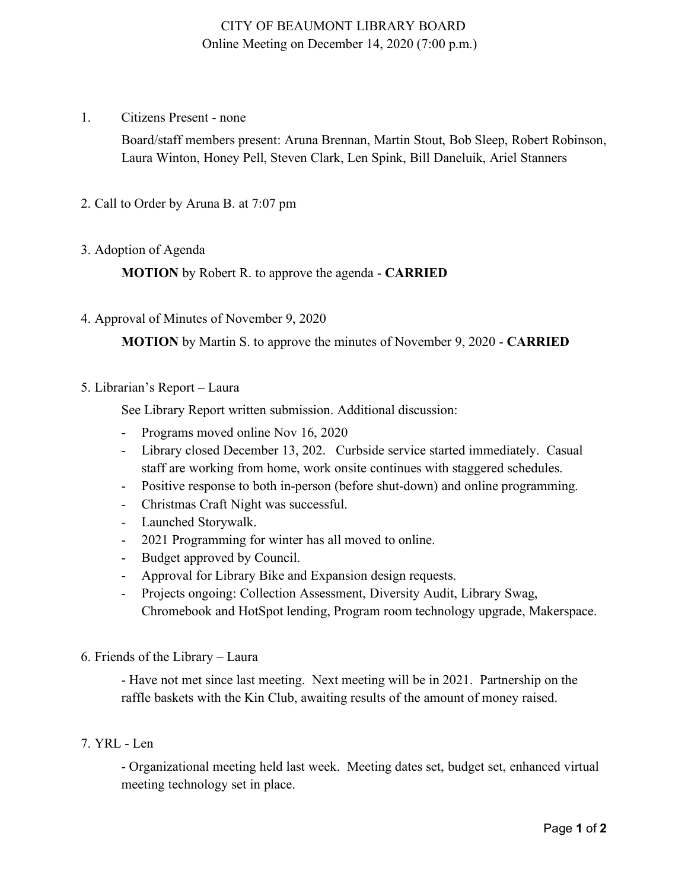# CITY OF BEAUMONT LIBRARY BOARD

Online Meeting on December 14, 2020 (7:00 p.m.)

1. Citizens Present - none

   Board/staff members present: Aruna Brennan, Martin Stout, Bob Sleep, Robert Robinson, Laura Winton, Honey Pell, Steven Clark, Len Spink, Bill Daneluik, Ariel Stanners

2. Call to Order by Aruna B. at 7:07 pm

3. Adoption of Agenda

   **MOTION** by Robert R. to approve the agenda - **CARRIED**

4. Approval of Minutes of November 9, 2020

   **MOTION** by Martin S. to approve the minutes of November 9, 2020 - **CARRIED**

5. Librarian's Report – Laura

   See Library Report written submission. Additional discussion:

   - Programs moved online Nov 16, 2020
   - Library closed December 13, 202. Curbside service started immediately. Casual staff are working from home, work onsite continues with staggered schedules.
   - Positive response to both in-person (before shut-down) and online programming.
   - Christmas Craft Night was successful.
   - Launched Storywalk.
   - 2021 Programming for winter has all moved to online.
   - Budget approved by Council.
   - Approval for Library Bike and Expansion design requests.
   - Projects ongoing: Collection Assessment, Diversity Audit, Library Swag, Chromebook and HotSpot lending, Program room technology upgrade, Makerspace.

6. Friends of the Library – Laura

   - Have not met since last meeting. Next meeting will be in 2021. Partnership on the raffle baskets with the Kin Club, awaiting results of the amount of money raised.

7. YRL - Len

   - Organizational meeting held last week. Meeting dates set, budget set, enhanced virtual meeting technology set in place.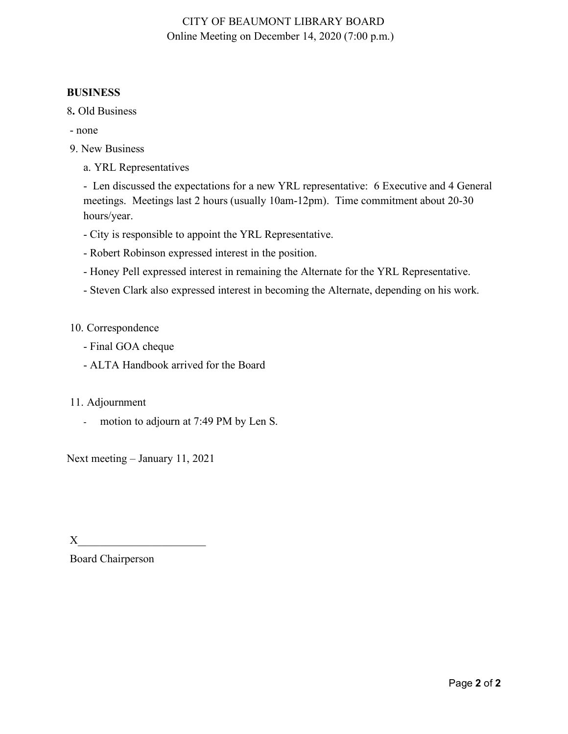CITY OF BEAUMONT LIBRARY BOARD
Online Meeting on December 14, 2020 (7:00 p.m.)

**BUSINESS**

8**.** Old Business

- none

9. New Business

a. YRL Representatives

- Len discussed the expectations for a new YRL representative: 6 Executive and 4 General meetings. Meetings last 2 hours (usually 10am-12pm). Time commitment about 20-30 hours/year.
- City is responsible to appoint the YRL Representative.
- Robert Robinson expressed interest in the position.
- Honey Pell expressed interest in remaining the Alternate for the YRL Representative.
- Steven Clark also expressed interest in becoming the Alternate, depending on his work.

10. Correspondence

- Final GOA cheque
- ALTA Handbook arrived for the Board

11. Adjournment

- motion to adjourn at 7:49 PM by Len S.

Next meeting – January 11, 2021

X______________________

Board Chairperson